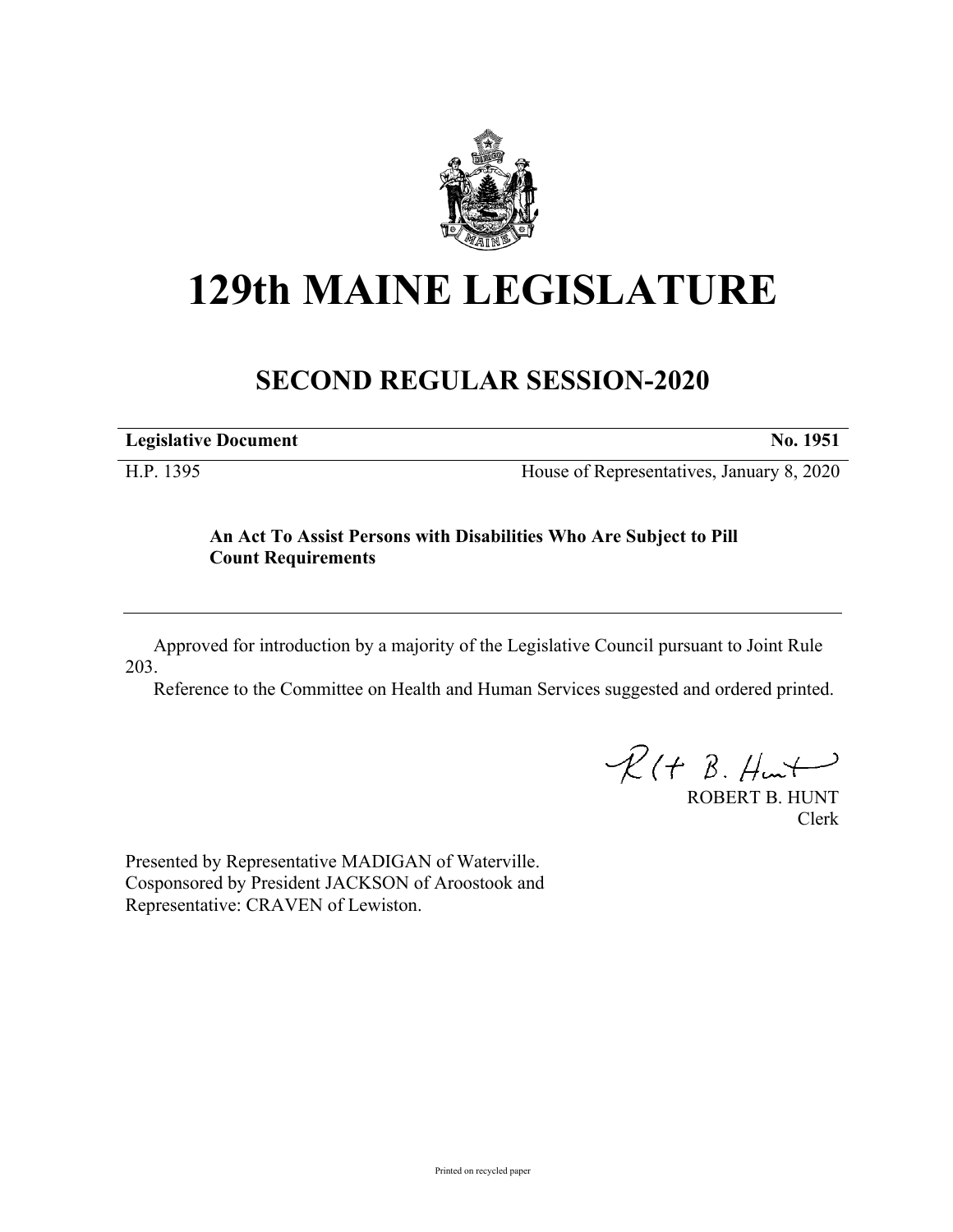# 129th MAINE LEGISLATURE

## SECOND REGULAR SESSION-2020

| **Legislative Document** | **No. 1951** |
| --- | --- |
| H.P. 1395 | House of Representatives, January 8, 2020 |

**An Act To Assist Persons with Disabilities Who Are Subject to Pill Count Requirements**

Approved for introduction by a majority of the Legislative Council pursuant to Joint Rule 203.

Reference to the Committee on Health and Human Services suggested and ordered printed.

ROBERT B. HUNT
Clerk

Presented by Representative MADIGAN of Waterville.
Cosponsored by President JACKSON of Aroostook and Representative: CRAVEN of Lewiston.

Printed on recycled paper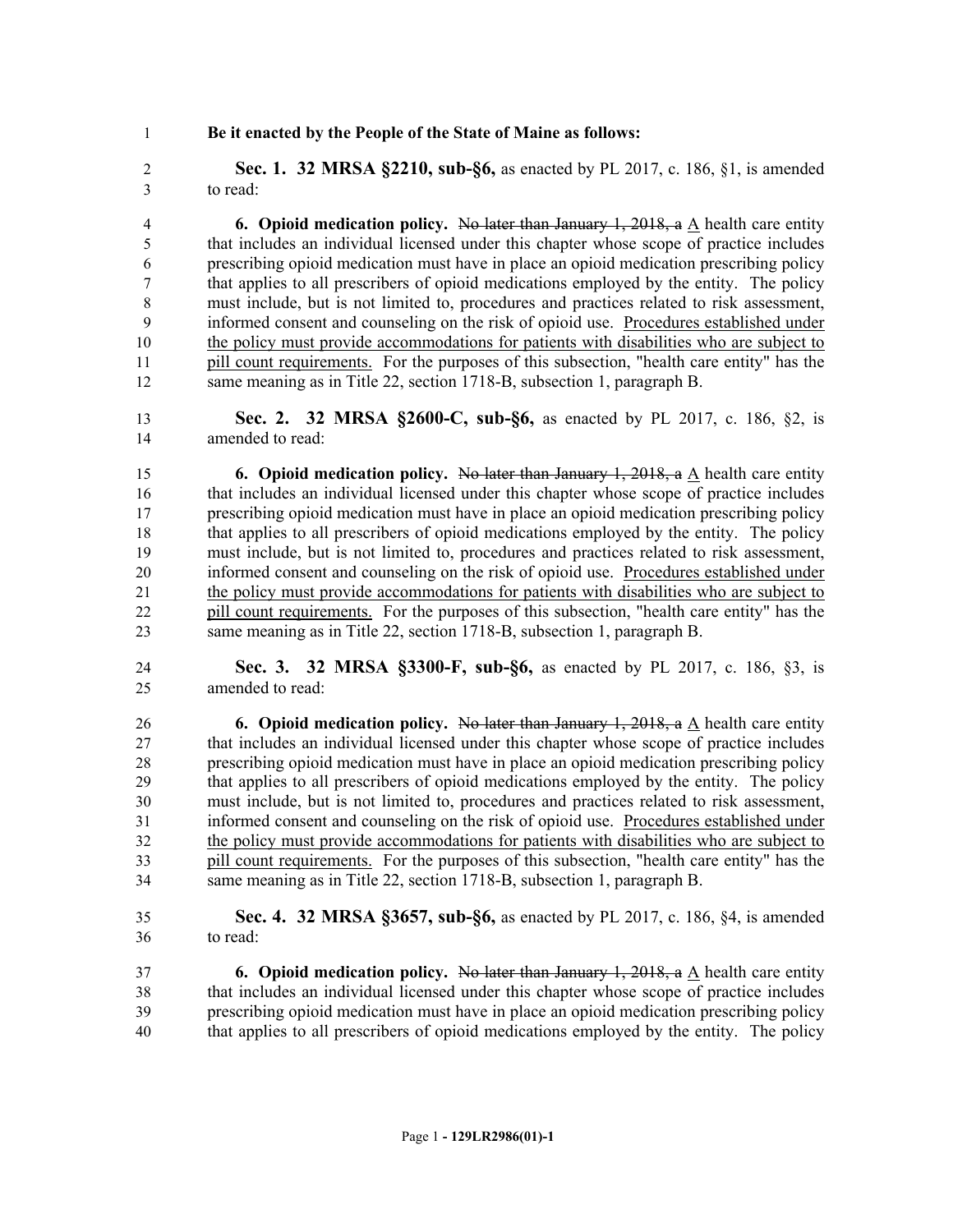**Be it enacted by the People of the State of Maine as follows:**

**Sec. 1. 32 MRSA §2210, sub-§6,** as enacted by PL 2017, c. 186, §1, is amended to read:

**6. Opioid medication policy.** ~~No later than January 1, 2018, a~~ A health care entity that includes an individual licensed under this chapter whose scope of practice includes prescribing opioid medication must have in place an opioid medication prescribing policy that applies to all prescribers of opioid medications employed by the entity. The policy must include, but is not limited to, procedures and practices related to risk assessment, informed consent and counseling on the risk of opioid use. Procedures established under the policy must provide accommodations for patients with disabilities who are subject to pill count requirements. For the purposes of this subsection, "health care entity" has the same meaning as in Title 22, section 1718-B, subsection 1, paragraph B.

**Sec. 2. 32 MRSA §2600-C, sub-§6,** as enacted by PL 2017, c. 186, §2, is amended to read:

**6. Opioid medication policy.** ~~No later than January 1, 2018, a~~ A health care entity that includes an individual licensed under this chapter whose scope of practice includes prescribing opioid medication must have in place an opioid medication prescribing policy that applies to all prescribers of opioid medications employed by the entity. The policy must include, but is not limited to, procedures and practices related to risk assessment, informed consent and counseling on the risk of opioid use. Procedures established under the policy must provide accommodations for patients with disabilities who are subject to pill count requirements. For the purposes of this subsection, "health care entity" has the same meaning as in Title 22, section 1718-B, subsection 1, paragraph B.

**Sec. 3. 32 MRSA §3300-F, sub-§6,** as enacted by PL 2017, c. 186, §3, is amended to read:

**6. Opioid medication policy.** ~~No later than January 1, 2018, a~~ A health care entity that includes an individual licensed under this chapter whose scope of practice includes prescribing opioid medication must have in place an opioid medication prescribing policy that applies to all prescribers of opioid medications employed by the entity. The policy must include, but is not limited to, procedures and practices related to risk assessment, informed consent and counseling on the risk of opioid use. Procedures established under the policy must provide accommodations for patients with disabilities who are subject to pill count requirements. For the purposes of this subsection, "health care entity" has the same meaning as in Title 22, section 1718-B, subsection 1, paragraph B.

**Sec. 4. 32 MRSA §3657, sub-§6,** as enacted by PL 2017, c. 186, §4, is amended to read:

**6. Opioid medication policy.** ~~No later than January 1, 2018, a~~ A health care entity that includes an individual licensed under this chapter whose scope of practice includes prescribing opioid medication must have in place an opioid medication prescribing policy that applies to all prescribers of opioid medications employed by the entity. The policy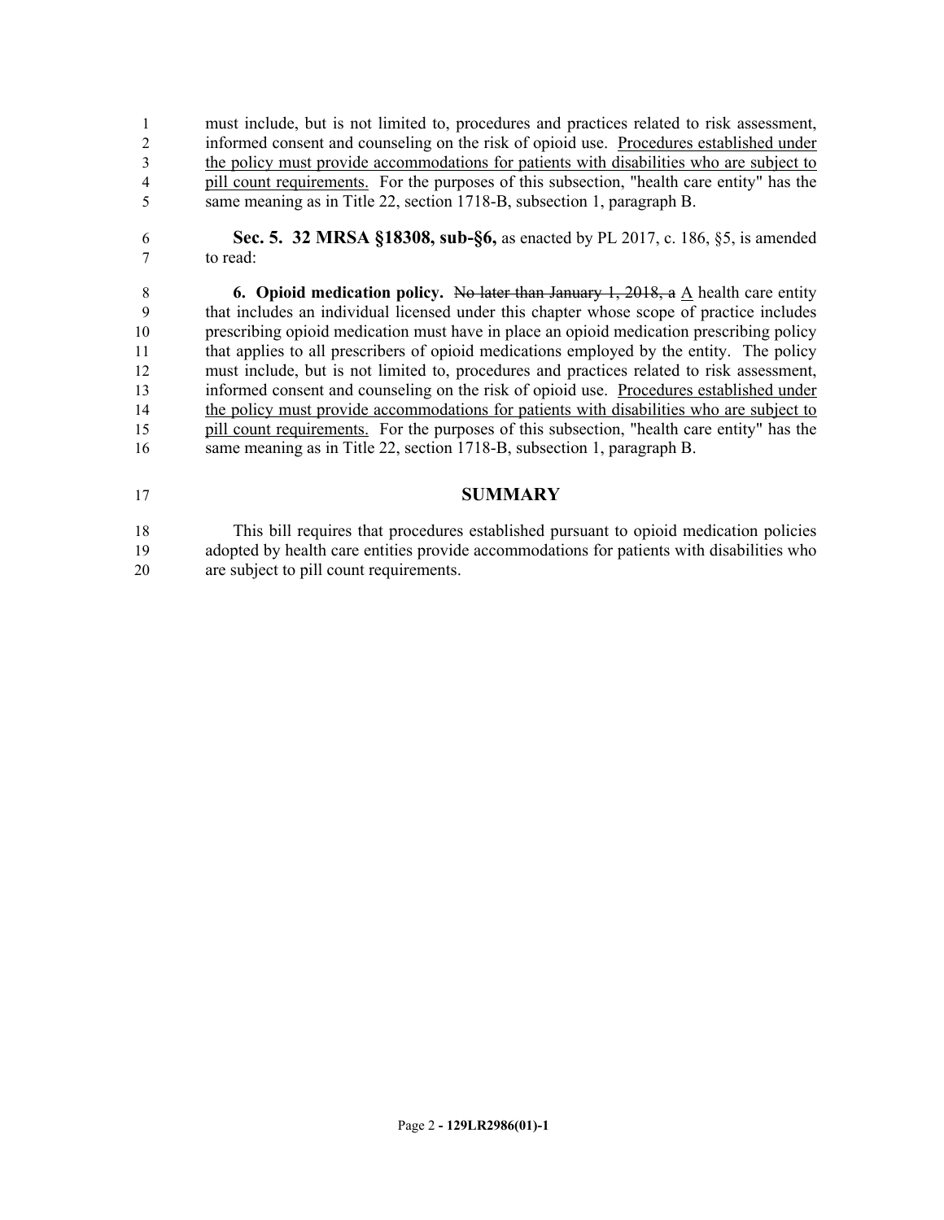must include, but is not limited to, procedures and practices related to risk assessment, informed consent and counseling on the risk of opioid use. <u>Procedures established under the policy must provide accommodations for patients with disabilities who are subject to pill count requirements.</u> For the purposes of this subsection, "health care entity" has the same meaning as in Title 22, section 1718-B, subsection 1, paragraph B.

**Sec. 5. 32 MRSA §18308, sub-§6,** as enacted by PL 2017, c. 186, §5, is amended to read:

**6. Opioid medication policy.** ~~No later than January 1, 2018, a~~ <u>A</u> health care entity that includes an individual licensed under this chapter whose scope of practice includes prescribing opioid medication must have in place an opioid medication prescribing policy that applies to all prescribers of opioid medications employed by the entity. The policy must include, but is not limited to, procedures and practices related to risk assessment, informed consent and counseling on the risk of opioid use. <u>Procedures established under the policy must provide accommodations for patients with disabilities who are subject to pill count requirements.</u> For the purposes of this subsection, "health care entity" has the same meaning as in Title 22, section 1718-B, subsection 1, paragraph B.

## SUMMARY

This bill requires that procedures established pursuant to opioid medication policies adopted by health care entities provide accommodations for patients with disabilities who are subject to pill count requirements.